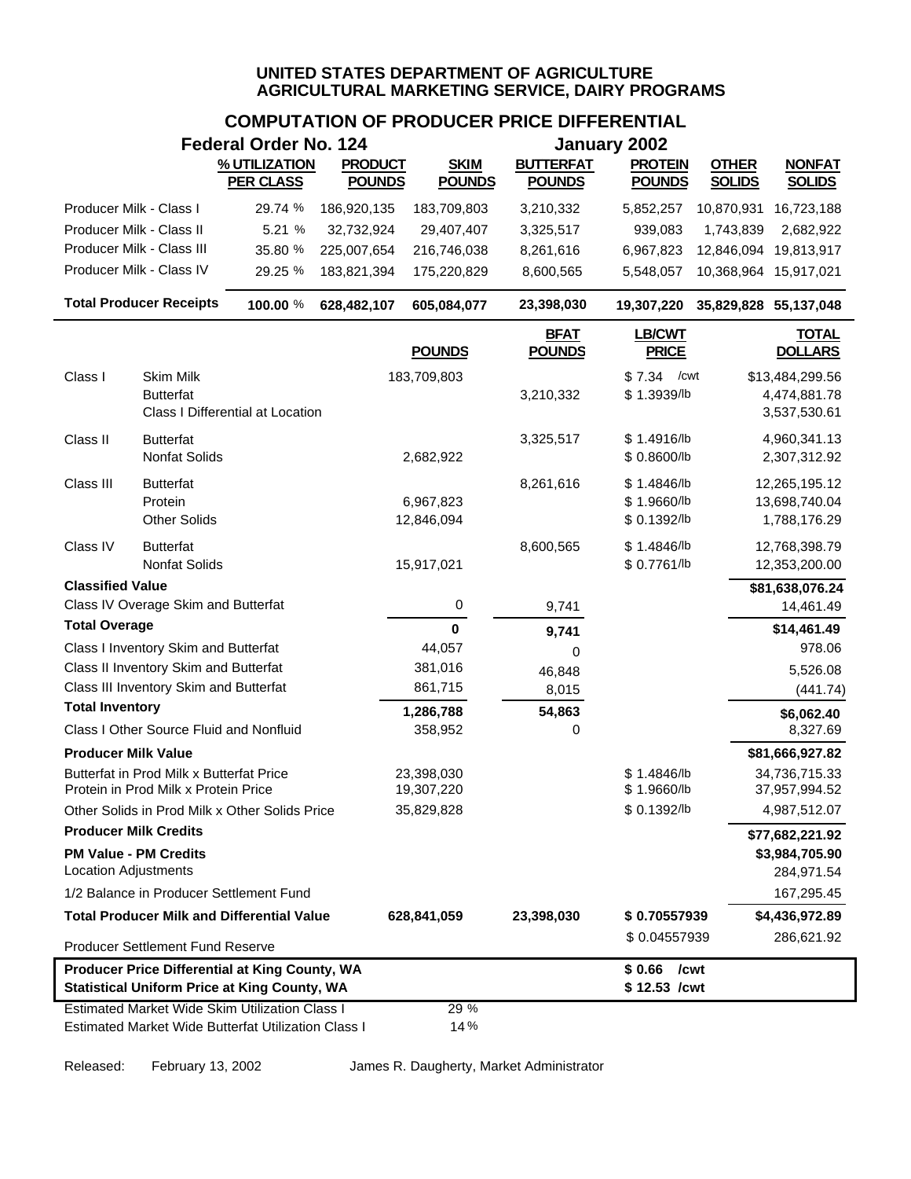# UNITED STATES DEPARTMENT OF AGRICULTURE
## AGRICULTURAL MARKETING SERVICE, DAIRY PROGRAMS

### COMPUTATION OF PRODUCER PRICE DIFFERENTIAL

**Federal Order No. 124** — **January 2002**

| | % UTILIZATION PER CLASS | PRODUCT POUNDS | SKIM POUNDS | BUTTERFAT POUNDS | PROTEIN POUNDS | OTHER SOLIDS | NONFAT SOLIDS |
|---|---|---|---|---|---|---|---|
| Producer Milk - Class I | 29.74 % | 186,920,135 | 183,709,803 | 3,210,332 | 5,852,257 | 10,870,931 | 16,723,188 |
| Producer Milk - Class II | 5.21 % | 32,732,924 | 29,407,407 | 3,325,517 | 939,083 | 1,743,839 | 2,682,922 |
| Producer Milk - Class III | 35.80 % | 225,007,654 | 216,746,038 | 8,261,616 | 6,967,823 | 12,846,094 | 19,813,917 |
| Producer Milk - Class IV | 29.25 % | 183,821,394 | 175,220,829 | 8,600,565 | 5,548,057 | 10,368,964 | 15,917,021 |
| **Total Producer Receipts** | **100.00 %** | **628,482,107** | **605,084,077** | **23,398,030** | **19,307,220** | **35,829,828** | **55,137,048** |

| | | POUNDS | BFAT POUNDS | LB/CWT PRICE | TOTAL DOLLARS |
|---|---|---|---|---|---|
| Class I | Skim Milk | 183,709,803 | | $ 7.34 /cwt | $13,484,299.56 |
| | Butterfat | | 3,210,332 | $ 1.3939/lb | 4,474,881.78 |
| | Class I Differential at Location | | | | 3,537,530.61 |
| Class II | Butterfat | | 3,325,517 | $ 1.4916/lb | 4,960,341.13 |
| | Nonfat Solids | 2,682,922 | | $ 0.8600/lb | 2,307,312.92 |
| Class III | Butterfat | | 8,261,616 | $ 1.4846/lb | 12,265,195.12 |
| | Protein | 6,967,823 | | $ 1.9660/lb | 13,698,740.04 |
| | Other Solids | 12,846,094 | | $ 0.1392/lb | 1,788,176.29 |
| Class IV | Butterfat | | 8,600,565 | $ 1.4846/lb | 12,768,398.79 |
| | Nonfat Solids | 15,917,021 | | $ 0.7761/lb | 12,353,200.00 |
| **Classified Value** | | | | | **$81,638,076.24** |
| Class IV Overage Skim and Butterfat | | 0 | 9,741 | | 14,461.49 |
| **Total Overage** | | **0** | **9,741** | | **$14,461.49** |
| Class I Inventory Skim and Butterfat | | 44,057 | 0 | | 978.06 |
| Class II Inventory Skim and Butterfat | | 381,016 | 46,848 | | 5,526.08 |
| Class III Inventory Skim and Butterfat | | 861,715 | 8,015 | | (441.74) |
| **Total Inventory** | | **1,286,788** | **54,863** | | **$6,062.40** |
| Class I Other Source Fluid and Nonfluid | | 358,952 | 0 | | 8,327.69 |
| **Producer Milk Value** | | | | | **$81,666,927.82** |
| Butterfat in Prod Milk x Butterfat Price | | 23,398,030 | | $ 1.4846/lb | 34,736,715.33 |
| Protein in Prod Milk x Protein Price | | 19,307,220 | | $ 1.9660/lb | 37,957,994.52 |
| Other Solids in Prod Milk x Other Solids Price | | 35,829,828 | | $ 0.1392/lb | 4,987,512.07 |
| **Producer Milk Credits** | | | | | **$77,682,221.92** |
| **PM Value - PM Credits** | | | | | **$3,984,705.90** |
| Location Adjustments | | | | | 284,971.54 |
| 1/2 Balance in Producer Settlement Fund | | | | | 167,295.45 |
| **Total Producer Milk and Differential Value** | | **628,841,059** | **23,398,030** | **$ 0.70557939** | **$4,436,972.89** |
| Producer Settlement Fund Reserve | | | | $ 0.04557939 | 286,621.92 |
| **Producer Price Differential at King County, WA** | | | | **$ 0.66 /cwt** | |
| **Statistical Uniform Price at King County, WA** | | | | **$ 12.53 /cwt** | |
| Estimated Market Wide Skim Utilization Class I | | 29 % | | | |
| Estimated Market Wide Butterfat Utilization Class I | | 14 % | | | |

Released: February 13, 2002 — James R. Daugherty, Market Administrator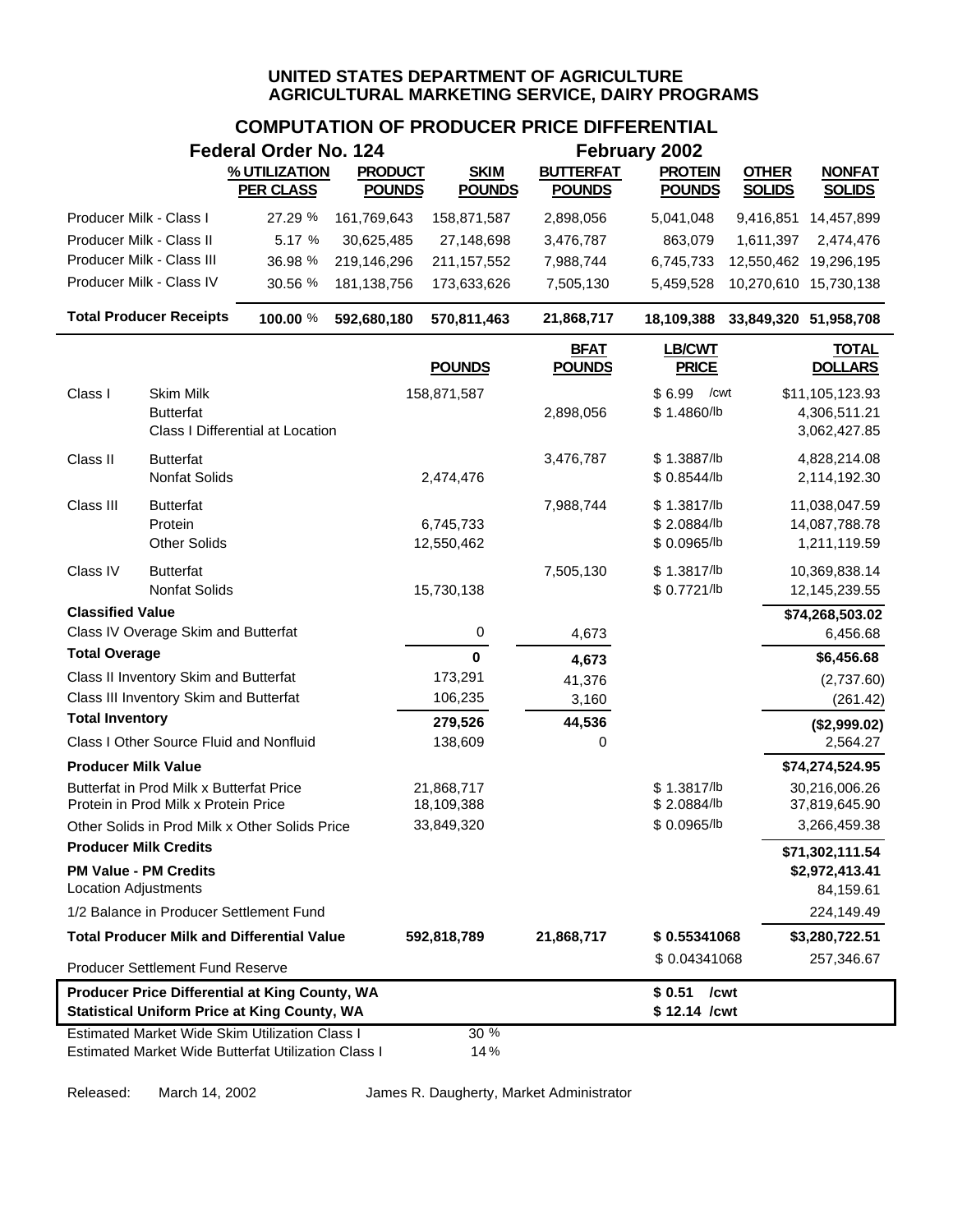# UNITED STATES DEPARTMENT OF AGRICULTURE
## AGRICULTURAL MARKETING SERVICE, DAIRY PROGRAMS

### COMPUTATION OF PRODUCER PRICE DIFFERENTIAL

**Federal Order No. 124** — **February 2002**

| | % UTILIZATION PER CLASS | PRODUCT POUNDS | SKIM POUNDS | BUTTERFAT POUNDS | PROTEIN POUNDS | OTHER SOLIDS | NONFAT SOLIDS |
|---|---|---|---|---|---|---|---|
| Producer Milk - Class I | 27.29 % | 161,769,643 | 158,871,587 | 2,898,056 | 5,041,048 | 9,416,851 | 14,457,899 |
| Producer Milk - Class II | 5.17 % | 30,625,485 | 27,148,698 | 3,476,787 | 863,079 | 1,611,397 | 2,474,476 |
| Producer Milk - Class III | 36.98 % | 219,146,296 | 211,157,552 | 7,988,744 | 6,745,733 | 12,550,462 | 19,296,195 |
| Producer Milk - Class IV | 30.56 % | 181,138,756 | 173,633,626 | 7,505,130 | 5,459,528 | 10,270,610 | 15,730,138 |
| **Total Producer Receipts** | **100.00 %** | **592,680,180** | **570,811,463** | **21,868,717** | **18,109,388** | **33,849,320** | **51,958,708** |

| | | POUNDS | BFAT POUNDS | LB/CWT PRICE | TOTAL DOLLARS |
|---|---|---|---|---|---|
| Class I | Skim Milk | 158,871,587 | | $ 6.99 /cwt | $11,105,123.93 |
| | Butterfat | | 2,898,056 | $ 1.4860/lb | 4,306,511.21 |
| | Class I Differential at Location | | | | 3,062,427.85 |
| Class II | Butterfat | | 3,476,787 | $ 1.3887/lb | 4,828,214.08 |
| | Nonfat Solids | 2,474,476 | | $ 0.8544/lb | 2,114,192.30 |
| Class III | Butterfat | | 7,988,744 | $ 1.3817/lb | 11,038,047.59 |
| | Protein | 6,745,733 | | $ 2.0884/lb | 14,087,788.78 |
| | Other Solids | 12,550,462 | | $ 0.0965/lb | 1,211,119.59 |
| Class IV | Butterfat | | 7,505,130 | $ 1.3817/lb | 10,369,838.14 |
| | Nonfat Solids | 15,730,138 | | $ 0.7721/lb | 12,145,239.55 |
| **Classified Value** | | | | | **$74,268,503.02** |
| Class IV Overage Skim and Butterfat | | 0 | 4,673 | | 6,456.68 |
| **Total Overage** | | **0** | **4,673** | | **$6,456.68** |
| Class II Inventory Skim and Butterfat | | 173,291 | 41,376 | | (2,737.60) |
| Class III Inventory Skim and Butterfat | | 106,235 | 3,160 | | (261.42) |
| **Total Inventory** | | **279,526** | **44,536** | | **($2,999.02)** |
| Class I Other Source Fluid and Nonfluid | | 138,609 | 0 | | 2,564.27 |
| **Producer Milk Value** | | | | | **$74,274,524.95** |
| Butterfat in Prod Milk x Butterfat Price | | 21,868,717 | | $ 1.3817/lb | 30,216,006.26 |
| Protein in Prod Milk x Protein Price | | 18,109,388 | | $ 2.0884/lb | 37,819,645.90 |
| Other Solids in Prod Milk x Other Solids Price | | 33,849,320 | | $ 0.0965/lb | 3,266,459.38 |
| **Producer Milk Credits** | | | | | **$71,302,111.54** |
| **PM Value - PM Credits** | | | | | **$2,972,413.41** |
| Location Adjustments | | | | | 84,159.61 |
| 1/2 Balance in Producer Settlement Fund | | | | | 224,149.49 |
| **Total Producer Milk and Differential Value** | | **592,818,789** | **21,868,717** | **$ 0.55341068** | **$3,280,722.51** |
| Producer Settlement Fund Reserve | | | | $ 0.04341068 | 257,346.67 |
| **Producer Price Differential at King County, WA** | | | | **$ 0.51 /cwt** | |
| **Statistical Uniform Price at King County, WA** | | | | **$ 12.14 /cwt** | |
| Estimated Market Wide Skim Utilization Class I | | 30 % | | | |
| Estimated Market Wide Butterfat Utilization Class I | | 14 % | | | |

Released: March 14, 2002 — James R. Daugherty, Market Administrator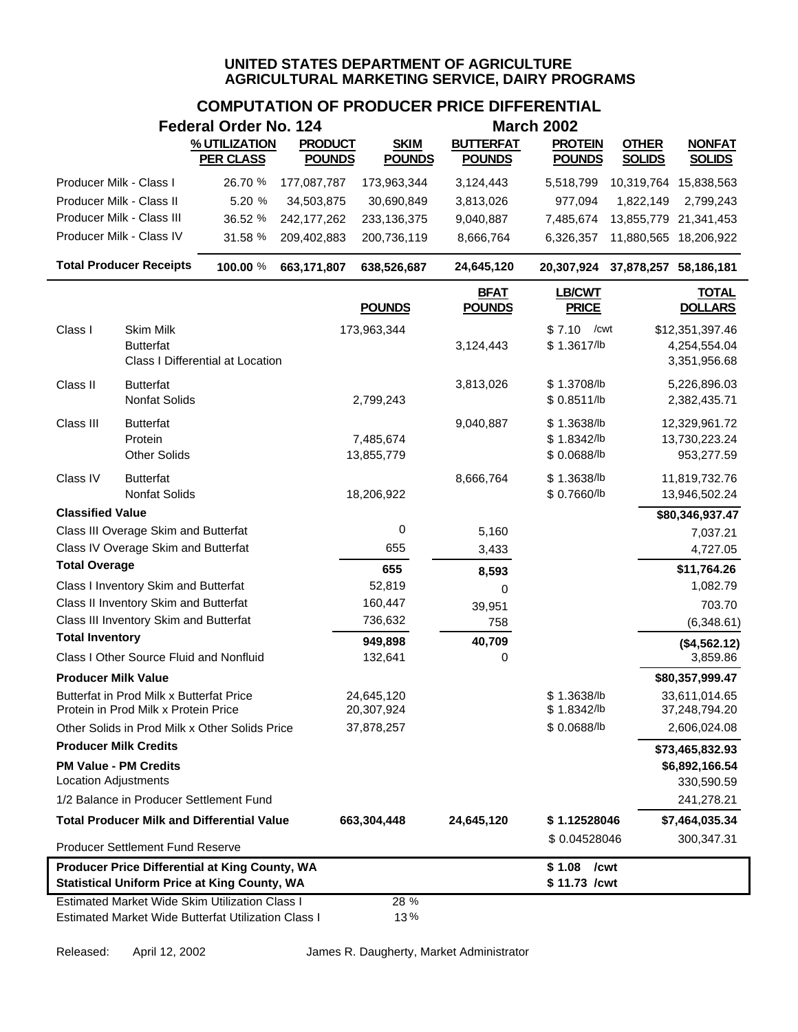# UNITED STATES DEPARTMENT OF AGRICULTURE
## AGRICULTURAL MARKETING SERVICE, DAIRY PROGRAMS

### COMPUTATION OF PRODUCER PRICE DIFFERENTIAL

**Federal Order No. 124** — **March 2002**

| | % UTILIZATION PER CLASS | PRODUCT POUNDS | SKIM POUNDS | BUTTERFAT POUNDS | PROTEIN POUNDS | OTHER SOLIDS | NONFAT SOLIDS |
|---|---|---|---|---|---|---|---|
| Producer Milk - Class I | 26.70 % | 177,087,787 | 173,963,344 | 3,124,443 | 5,518,799 | 10,319,764 | 15,838,563 |
| Producer Milk - Class II | 5.20 % | 34,503,875 | 30,690,849 | 3,813,026 | 977,094 | 1,822,149 | 2,799,243 |
| Producer Milk - Class III | 36.52 % | 242,177,262 | 233,136,375 | 9,040,887 | 7,485,674 | 13,855,779 | 21,341,453 |
| Producer Milk - Class IV | 31.58 % | 209,402,883 | 200,736,119 | 8,666,764 | 6,326,357 | 11,880,565 | 18,206,922 |
| **Total Producer Receipts** | **100.00 %** | **663,171,807** | **638,526,687** | **24,645,120** | **20,307,924** | **37,878,257** | **58,186,181** |

| | | POUNDS | BFAT POUNDS | LB/CWT PRICE | TOTAL DOLLARS |
|---|---|---|---|---|---|
| Class I | Skim Milk | 173,963,344 | | $ 7.10 /cwt | $12,351,397.46 |
| | Butterfat | | 3,124,443 | $ 1.3617/lb | 4,254,554.04 |
| | Class I Differential at Location | | | | 3,351,956.68 |
| Class II | Butterfat | | 3,813,026 | $ 1.3708/lb | 5,226,896.03 |
| | Nonfat Solids | 2,799,243 | | $ 0.8511/lb | 2,382,435.71 |
| Class III | Butterfat | | 9,040,887 | $ 1.3638/lb | 12,329,961.72 |
| | Protein | 7,485,674 | | $ 1.8342/lb | 13,730,223.24 |
| | Other Solids | 13,855,779 | | $ 0.0688/lb | 953,277.59 |
| Class IV | Butterfat | | 8,666,764 | $ 1.3638/lb | 11,819,732.76 |
| | Nonfat Solids | 18,206,922 | | $ 0.7660/lb | 13,946,502.24 |
| **Classified Value** | | | | | **$80,346,937.47** |
| Class III Overage Skim and Butterfat | | 0 | 5,160 | | 7,037.21 |
| Class IV Overage Skim and Butterfat | | 655 | 3,433 | | 4,727.05 |
| **Total Overage** | | **655** | **8,593** | | **$11,764.26** |
| Class I Inventory Skim and Butterfat | | 52,819 | 0 | | 1,082.79 |
| Class II Inventory Skim and Butterfat | | 160,447 | 39,951 | | 703.70 |
| Class III Inventory Skim and Butterfat | | 736,632 | 758 | | (6,348.61) |
| **Total Inventory** | | **949,898** | **40,709** | | **($4,562.12)** |
| Class I Other Source Fluid and Nonfluid | | 132,641 | 0 | | 3,859.86 |
| **Producer Milk Value** | | | | | **$80,357,999.47** |
| Butterfat in Prod Milk x Butterfat Price | | 24,645,120 | | $ 1.3638/lb | 33,611,014.65 |
| Protein in Prod Milk x Protein Price | | 20,307,924 | | $ 1.8342/lb | 37,248,794.20 |
| Other Solids in Prod Milk x Other Solids Price | | 37,878,257 | | $ 0.0688/lb | 2,606,024.08 |
| **Producer Milk Credits** | | | | | **$73,465,832.93** |
| **PM Value - PM Credits** | | | | | **$6,892,166.54** |
| Location Adjustments | | | | | 330,590.59 |
| 1/2 Balance in Producer Settlement Fund | | | | | 241,278.21 |
| **Total Producer Milk and Differential Value** | | **663,304,448** | **24,645,120** | **$ 1.12528046** | **$7,464,035.34** |
| Producer Settlement Fund Reserve | | | | $ 0.04528046 | 300,347.31 |
| **Producer Price Differential at King County, WA** | | | | **$ 1.08 /cwt** | |
| **Statistical Uniform Price at King County, WA** | | | | **$ 11.73 /cwt** | |
| Estimated Market Wide Skim Utilization Class I | | 28 % | | | |
| Estimated Market Wide Butterfat Utilization Class I | | 13 % | | | |

Released: April 12, 2002 — James R. Daugherty, Market Administrator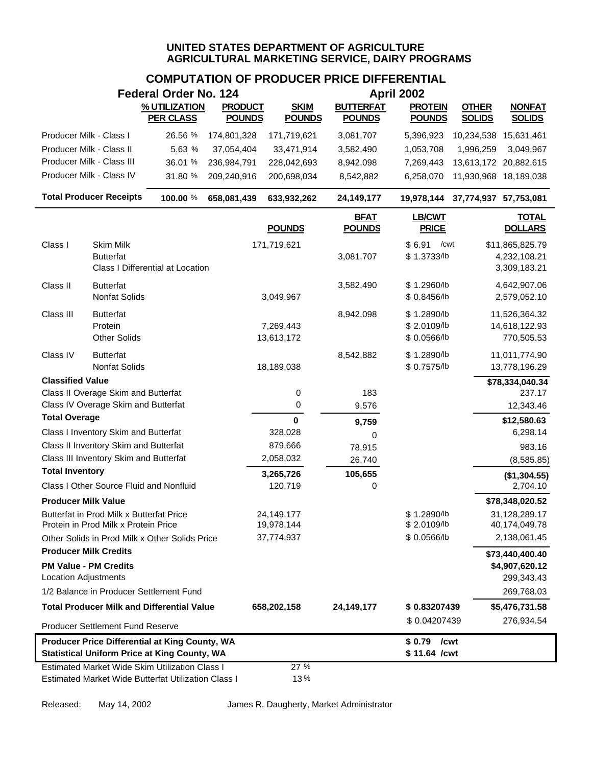**UNITED STATES DEPARTMENT OF AGRICULTURE**
**AGRICULTURAL MARKETING SERVICE, DAIRY PROGRAMS**

# COMPUTATION OF PRODUCER PRICE DIFFERENTIAL

**Federal Order No. 124** — **April 2002**

| | % UTILIZATION PER CLASS | PRODUCT POUNDS | SKIM POUNDS | BUTTERFAT POUNDS | PROTEIN POUNDS | OTHER SOLIDS | NONFAT SOLIDS |
|---|---|---|---|---|---|---|---|
| Producer Milk - Class I | 26.56 % | 174,801,328 | 171,719,621 | 3,081,707 | 5,396,923 | 10,234,538 | 15,631,461 |
| Producer Milk - Class II | 5.63 % | 37,054,404 | 33,471,914 | 3,582,490 | 1,053,708 | 1,996,259 | 3,049,967 |
| Producer Milk - Class III | 36.01 % | 236,984,791 | 228,042,693 | 8,942,098 | 7,269,443 | 13,613,172 | 20,882,615 |
| Producer Milk - Class IV | 31.80 % | 209,240,916 | 200,698,034 | 8,542,882 | 6,258,070 | 11,930,968 | 18,189,038 |
| **Total Producer Receipts** | **100.00 %** | **658,081,439** | **633,932,262** | **24,149,177** | **19,978,144** | **37,774,937** | **57,753,081** |

| | | POUNDS | BFAT POUNDS | LB/CWT PRICE | TOTAL DOLLARS |
|---|---|---|---|---|---|
| Class I | Skim Milk | 171,719,621 | | $ 6.91 /cwt | $11,865,825.79 |
| | Butterfat | | 3,081,707 | $ 1.3733/lb | 4,232,108.21 |
| | Class I Differential at Location | | | | 3,309,183.21 |
| Class II | Butterfat | | 3,582,490 | $ 1.2960/lb | 4,642,907.06 |
| | Nonfat Solids | 3,049,967 | | $ 0.8456/lb | 2,579,052.10 |
| Class III | Butterfat | | 8,942,098 | $ 1.2890/lb | 11,526,364.32 |
| | Protein | 7,269,443 | | $ 2.0109/lb | 14,618,122.93 |
| | Other Solids | 13,613,172 | | $ 0.0566/lb | 770,505.53 |
| Class IV | Butterfat | | 8,542,882 | $ 1.2890/lb | 11,011,774.90 |
| | Nonfat Solids | 18,189,038 | | $ 0.7575/lb | 13,778,196.29 |
| **Classified Value** | | | | | **$78,334,040.34** |
| Class II Overage Skim and Butterfat | | 0 | 183 | | 237.17 |
| Class IV Overage Skim and Butterfat | | 0 | 9,576 | | 12,343.46 |
| **Total Overage** | | **0** | **9,759** | | **$12,580.63** |
| Class I Inventory Skim and Butterfat | | 328,028 | 0 | | 6,298.14 |
| Class II Inventory Skim and Butterfat | | 879,666 | 78,915 | | 983.16 |
| Class III Inventory Skim and Butterfat | | 2,058,032 | 26,740 | | (8,585.85) |
| **Total Inventory** | | **3,265,726** | **105,655** | | **($1,304.55)** |
| Class I Other Source Fluid and Nonfluid | | 120,719 | 0 | | 2,704.10 |
| **Producer Milk Value** | | | | | **$78,348,020.52** |
| Butterfat in Prod Milk x Butterfat Price | | 24,149,177 | | $ 1.2890/lb | 31,128,289.17 |
| Protein in Prod Milk x Protein Price | | 19,978,144 | | $ 2.0109/lb | 40,174,049.78 |
| Other Solids in Prod Milk x Other Solids Price | | 37,774,937 | | $ 0.0566/lb | 2,138,061.45 |
| **Producer Milk Credits** | | | | | **$73,440,400.40** |
| **PM Value - PM Credits** | | | | | **$4,907,620.12** |
| Location Adjustments | | | | | 299,343.43 |
| 1/2 Balance in Producer Settlement Fund | | | | | 269,768.03 |
| **Total Producer Milk and Differential Value** | | **658,202,158** | **24,149,177** | **$ 0.83207439** | **$5,476,731.58** |
| Producer Settlement Fund Reserve | | | | $ 0.04207439 | 276,934.54 |
| **Producer Price Differential at King County, WA** | | | | **$ 0.79 /cwt** | |
| **Statistical Uniform Price at King County, WA** | | | | **$ 11.64 /cwt** | |
| Estimated Market Wide Skim Utilization Class I | | 27 % | | | |
| Estimated Market Wide Butterfat Utilization Class I | | 13 % | | | |

Released: May 14, 2002 — James R. Daugherty, Market Administrator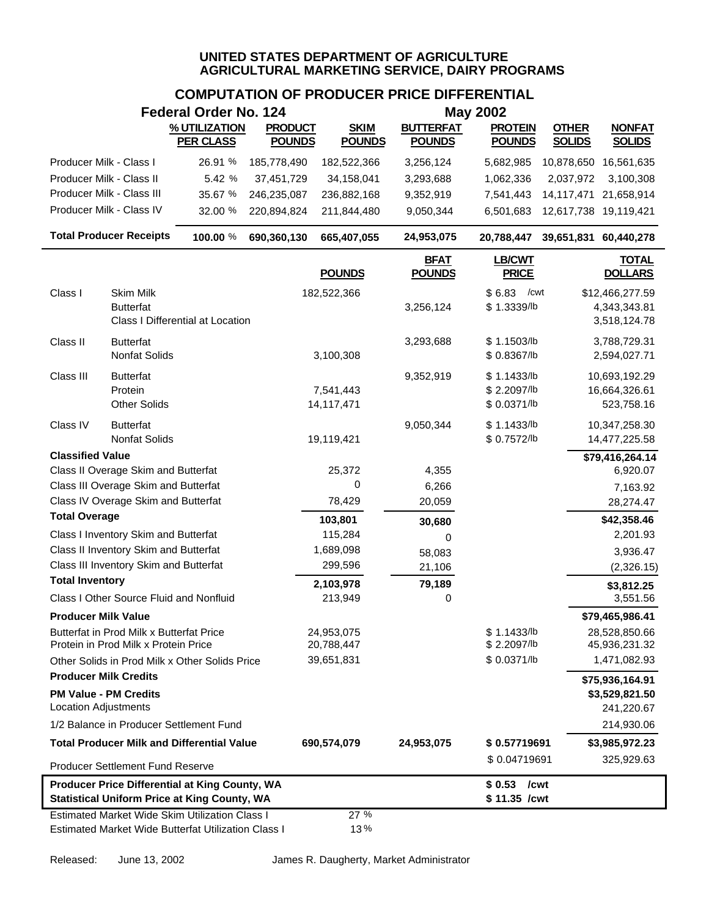**UNITED STATES DEPARTMENT OF AGRICULTURE**
**AGRICULTURAL MARKETING SERVICE, DAIRY PROGRAMS**

## COMPUTATION OF PRODUCER PRICE DIFFERENTIAL

**Federal Order No. 124** | **May 2002**

| | % UTILIZATION PER CLASS | PRODUCT POUNDS | SKIM POUNDS | BUTTERFAT POUNDS | PROTEIN POUNDS | OTHER SOLIDS | NONFAT SOLIDS |
|---|---|---|---|---|---|---|---|
| Producer Milk - Class I | 26.91 % | 185,778,490 | 182,522,366 | 3,256,124 | 5,682,985 | 10,878,650 | 16,561,635 |
| Producer Milk - Class II | 5.42 % | 37,451,729 | 34,158,041 | 3,293,688 | 1,062,336 | 2,037,972 | 3,100,308 |
| Producer Milk - Class III | 35.67 % | 246,235,087 | 236,882,168 | 9,352,919 | 7,541,443 | 14,117,471 | 21,658,914 |
| Producer Milk - Class IV | 32.00 % | 220,894,824 | 211,844,480 | 9,050,344 | 6,501,683 | 12,617,738 | 19,119,421 |
| **Total Producer Receipts** | **100.00 %** | **690,360,130** | **665,407,055** | **24,953,075** | **20,788,447** | **39,651,831** | **60,440,278** |

| | | POUNDS | BFAT POUNDS | LB/CWT PRICE | TOTAL DOLLARS |
|---|---|---|---|---|---|
| Class I | Skim Milk | 182,522,366 | | $ 6.83 /cwt | $12,466,277.59 |
| | Butterfat | | 3,256,124 | $ 1.3339/lb | 4,343,343.81 |
| | Class I Differential at Location | | | | 3,518,124.78 |
| Class II | Butterfat | | 3,293,688 | $ 1.1503/lb | 3,788,729.31 |
| | Nonfat Solids | 3,100,308 | | $ 0.8367/lb | 2,594,027.71 |
| Class III | Butterfat | | 9,352,919 | $ 1.1433/lb | 10,693,192.29 |
| | Protein | 7,541,443 | | $ 2.2097/lb | 16,664,326.61 |
| | Other Solids | 14,117,471 | | $ 0.0371/lb | 523,758.16 |
| Class IV | Butterfat | | 9,050,344 | $ 1.1433/lb | 10,347,258.30 |
| | Nonfat Solids | 19,119,421 | | $ 0.7572/lb | 14,477,225.58 |
| **Classified Value** | | | | | **$79,416,264.14** |
| Class II Overage Skim and Butterfat | | 25,372 | 4,355 | | 6,920.07 |
| Class III Overage Skim and Butterfat | | 0 | 6,266 | | 7,163.92 |
| Class IV Overage Skim and Butterfat | | 78,429 | 20,059 | | 28,274.47 |
| **Total Overage** | | **103,801** | **30,680** | | **$42,358.46** |
| Class I Inventory Skim and Butterfat | | 115,284 | 0 | | 2,201.93 |
| Class II Inventory Skim and Butterfat | | 1,689,098 | 58,083 | | 3,936.47 |
| Class III Inventory Skim and Butterfat | | 299,596 | 21,106 | | (2,326.15) |
| **Total Inventory** | | **2,103,978** | **79,189** | | **$3,812.25** |
| Class I Other Source Fluid and Nonfluid | | 213,949 | 0 | | 3,551.56 |
| **Producer Milk Value** | | | | | **$79,465,986.41** |
| Butterfat in Prod Milk x Butterfat Price | | 24,953,075 | | $ 1.1433/lb | 28,528,850.66 |
| Protein in Prod Milk x Protein Price | | 20,788,447 | | $ 2.2097/lb | 45,936,231.32 |
| Other Solids in Prod Milk x Other Solids Price | | 39,651,831 | | $ 0.0371/lb | 1,471,082.93 |
| **Producer Milk Credits** | | | | | **$75,936,164.91** |
| **PM Value - PM Credits** | | | | | **$3,529,821.50** |
| Location Adjustments | | | | | 241,220.67 |
| 1/2 Balance in Producer Settlement Fund | | | | | 214,930.06 |
| **Total Producer Milk and Differential Value** | | **690,574,079** | **24,953,075** | **$ 0.57719691** | **$3,985,972.23** |
| Producer Settlement Fund Reserve | | | | $ 0.04719691 | 325,929.63 |
| **Producer Price Differential at King County, WA** | | | | **$ 0.53 /cwt** | |
| **Statistical Uniform Price at King County, WA** | | | | **$ 11.35 /cwt** | |
| Estimated Market Wide Skim Utilization Class I | | 27 % | | | |
| Estimated Market Wide Butterfat Utilization Class I | | 13 % | | | |

Released: June 13, 2002 James R. Daugherty, Market Administrator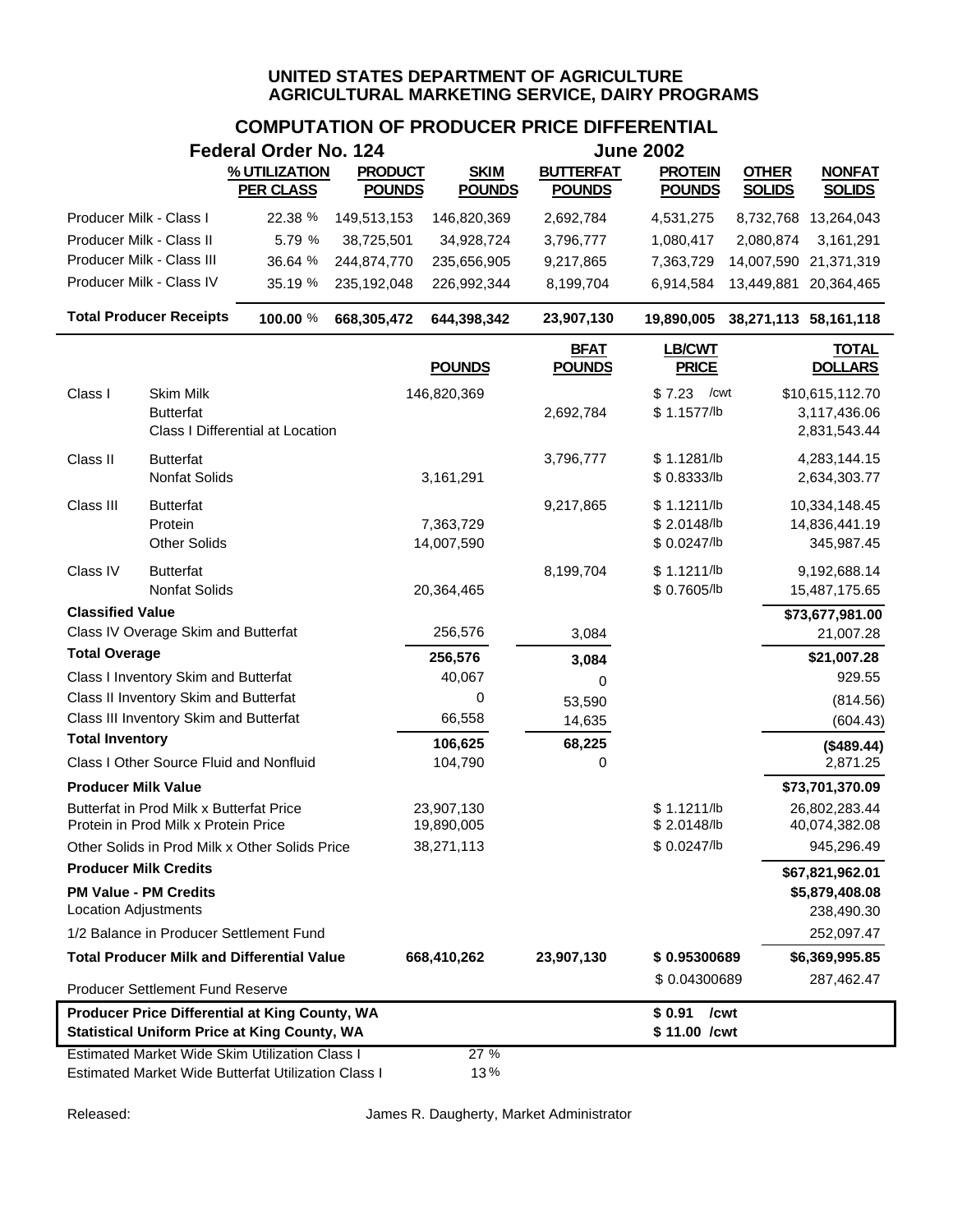# UNITED STATES DEPARTMENT OF AGRICULTURE
## AGRICULTURAL MARKETING SERVICE, DAIRY PROGRAMS

### COMPUTATION OF PRODUCER PRICE DIFFERENTIAL

**Federal Order No. 124 — June 2002**

| | % UTILIZATION PER CLASS | PRODUCT POUNDS | SKIM POUNDS | BUTTERFAT POUNDS | PROTEIN POUNDS | OTHER SOLIDS | NONFAT SOLIDS |
|---|---|---|---|---|---|---|---|
| Producer Milk - Class I | 22.38 % | 149,513,153 | 146,820,369 | 2,692,784 | 4,531,275 | 8,732,768 | 13,264,043 |
| Producer Milk - Class II | 5.79 % | 38,725,501 | 34,928,724 | 3,796,777 | 1,080,417 | 2,080,874 | 3,161,291 |
| Producer Milk - Class III | 36.64 % | 244,874,770 | 235,656,905 | 9,217,865 | 7,363,729 | 14,007,590 | 21,371,319 |
| Producer Milk - Class IV | 35.19 % | 235,192,048 | 226,992,344 | 8,199,704 | 6,914,584 | 13,449,881 | 20,364,465 |
| **Total Producer Receipts** | **100.00 %** | **668,305,472** | **644,398,342** | **23,907,130** | **19,890,005** | **38,271,113** | **58,161,118** |

| | | POUNDS | BFAT POUNDS | LB/CWT PRICE | TOTAL DOLLARS |
|---|---|---|---|---|---|
| Class I | Skim Milk | 146,820,369 | | $ 7.23 /cwt | $10,615,112.70 |
| | Butterfat | | 2,692,784 | $ 1.1577/lb | 3,117,436.06 |
| | Class I Differential at Location | | | | 2,831,543.44 |
| Class II | Butterfat | | 3,796,777 | $ 1.1281/lb | 4,283,144.15 |
| | Nonfat Solids | 3,161,291 | | $ 0.8333/lb | 2,634,303.77 |
| Class III | Butterfat | | 9,217,865 | $ 1.1211/lb | 10,334,148.45 |
| | Protein | 7,363,729 | | $ 2.0148/lb | 14,836,441.19 |
| | Other Solids | 14,007,590 | | $ 0.0247/lb | 345,987.45 |
| Class IV | Butterfat | | 8,199,704 | $ 1.1211/lb | 9,192,688.14 |
| | Nonfat Solids | 20,364,465 | | $ 0.7605/lb | 15,487,175.65 |
| **Classified Value** | | | | | **$73,677,981.00** |
| Class IV Overage Skim and Butterfat | | 256,576 | 3,084 | | 21,007.28 |
| **Total Overage** | | **256,576** | **3,084** | | **$21,007.28** |
| Class I Inventory Skim and Butterfat | | 40,067 | 0 | | 929.55 |
| Class II Inventory Skim and Butterfat | | 0 | 53,590 | | (814.56) |
| Class III Inventory Skim and Butterfat | | 66,558 | 14,635 | | (604.43) |
| **Total Inventory** | | **106,625** | **68,225** | | **($489.44)** |
| Class I Other Source Fluid and Nonfluid | | 104,790 | 0 | | 2,871.25 |
| **Producer Milk Value** | | | | | **$73,701,370.09** |
| Butterfat in Prod Milk x Butterfat Price | | 23,907,130 | | $ 1.1211/lb | 26,802,283.44 |
| Protein in Prod Milk x Protein Price | | 19,890,005 | | $ 2.0148/lb | 40,074,382.08 |
| Other Solids in Prod Milk x Other Solids Price | | 38,271,113 | | $ 0.0247/lb | 945,296.49 |
| **Producer Milk Credits** | | | | | **$67,821,962.01** |
| **PM Value - PM Credits** | | | | | **$5,879,408.08** |
| Location Adjustments | | | | | 238,490.30 |
| 1/2 Balance in Producer Settlement Fund | | | | | 252,097.47 |
| **Total Producer Milk and Differential Value** | | **668,410,262** | **23,907,130** | **$ 0.95300689** | **$6,369,995.85** |
| Producer Settlement Fund Reserve | | | | $ 0.04300689 | 287,462.47 |
| **Producer Price Differential at King County, WA** | | | | **$ 0.91 /cwt** | |
| **Statistical Uniform Price at King County, WA** | | | | **$ 11.00 /cwt** | |
| Estimated Market Wide Skim Utilization Class I | | 27 % | | | |
| Estimated Market Wide Butterfat Utilization Class I | | 13 % | | | |

Released: James R. Daugherty, Market Administrator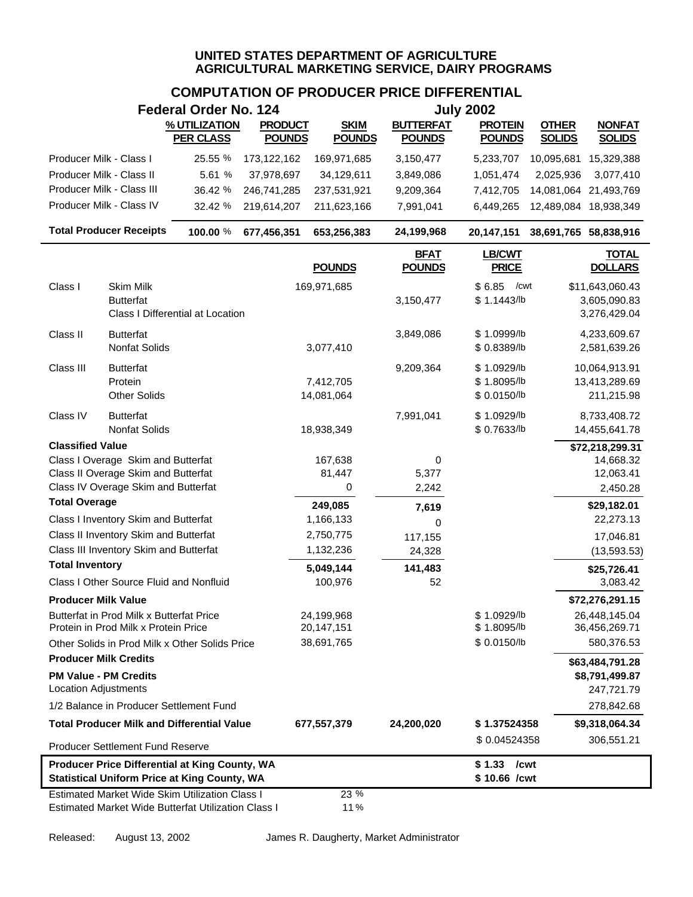# UNITED STATES DEPARTMENT OF AGRICULTURE
## AGRICULTURAL MARKETING SERVICE, DAIRY PROGRAMS

### COMPUTATION OF PRODUCER PRICE DIFFERENTIAL

**Federal Order No. 124** — **July 2002**

| | % UTILIZATION PER CLASS | PRODUCT POUNDS | SKIM POUNDS | BUTTERFAT POUNDS | PROTEIN POUNDS | OTHER SOLIDS | NONFAT SOLIDS |
|---|---|---|---|---|---|---|---|
| Producer Milk - Class I | 25.55 % | 173,122,162 | 169,971,685 | 3,150,477 | 5,233,707 | 10,095,681 | 15,329,388 |
| Producer Milk - Class II | 5.61 % | 37,978,697 | 34,129,611 | 3,849,086 | 1,051,474 | 2,025,936 | 3,077,410 |
| Producer Milk - Class III | 36.42 % | 246,741,285 | 237,531,921 | 9,209,364 | 7,412,705 | 14,081,064 | 21,493,769 |
| Producer Milk - Class IV | 32.42 % | 219,614,207 | 211,623,166 | 7,991,041 | 6,449,265 | 12,489,084 | 18,938,349 |
| **Total Producer Receipts** | **100.00 %** | **677,456,351** | **653,256,383** | **24,199,968** | **20,147,151** | **38,691,765** | **58,838,916** |

| | | POUNDS | BFAT POUNDS | LB/CWT PRICE | TOTAL DOLLARS |
|---|---|---|---|---|---|
| Class I | Skim Milk | 169,971,685 | | $ 6.85 /cwt | $11,643,060.43 |
| | Butterfat | | 3,150,477 | $ 1.1443/lb | 3,605,090.83 |
| | Class I Differential at Location | | | | 3,276,429.04 |
| Class II | Butterfat | | 3,849,086 | $ 1.0999/lb | 4,233,609.67 |
| | Nonfat Solids | 3,077,410 | | $ 0.8389/lb | 2,581,639.26 |
| Class III | Butterfat | | 9,209,364 | $ 1.0929/lb | 10,064,913.91 |
| | Protein | 7,412,705 | | $ 1.8095/lb | 13,413,289.69 |
| | Other Solids | 14,081,064 | | $ 0.0150/lb | 211,215.98 |
| Class IV | Butterfat | | 7,991,041 | $ 1.0929/lb | 8,733,408.72 |
| | Nonfat Solids | 18,938,349 | | $ 0.7633/lb | 14,455,641.78 |
| **Classified Value** | | | | | **$72,218,299.31** |
| Class I Overage Skim and Butterfat | | 167,638 | 0 | | 14,668.32 |
| Class II Overage Skim and Butterfat | | 81,447 | 5,377 | | 12,063.41 |
| Class IV Overage Skim and Butterfat | | 0 | 2,242 | | 2,450.28 |
| **Total Overage** | | **249,085** | **7,619** | | **$29,182.01** |
| Class I Inventory Skim and Butterfat | | 1,166,133 | 0 | | 22,273.13 |
| Class II Inventory Skim and Butterfat | | 2,750,775 | 117,155 | | 17,046.81 |
| Class III Inventory Skim and Butterfat | | 1,132,236 | 24,328 | | (13,593.53) |
| **Total Inventory** | | **5,049,144** | **141,483** | | **$25,726.41** |
| Class I Other Source Fluid and Nonfluid | | 100,976 | 52 | | 3,083.42 |
| **Producer Milk Value** | | | | | **$72,276,291.15** |
| Butterfat in Prod Milk x Butterfat Price | | 24,199,968 | | $ 1.0929/lb | 26,448,145.04 |
| Protein in Prod Milk x Protein Price | | 20,147,151 | | $ 1.8095/lb | 36,456,269.71 |
| Other Solids in Prod Milk x Other Solids Price | | 38,691,765 | | $ 0.0150/lb | 580,376.53 |
| **Producer Milk Credits** | | | | | **$63,484,791.28** |
| **PM Value - PM Credits** | | | | | **$8,791,499.87** |
| Location Adjustments | | | | | 247,721.79 |
| 1/2 Balance in Producer Settlement Fund | | | | | 278,842.68 |
| **Total Producer Milk and Differential Value** | | **677,557,379** | **24,200,020** | **$ 1.37524358** | **$9,318,064.34** |
| Producer Settlement Fund Reserve | | | | $ 0.04524358 | 306,551.21 |
| **Producer Price Differential at King County, WA** | | | | **$ 1.33 /cwt** | |
| **Statistical Uniform Price at King County, WA** | | | | **$ 10.66 /cwt** | |

Estimated Market Wide Skim Utilization Class I: 23 %
Estimated Market Wide Butterfat Utilization Class I: 11 %

Released: August 13, 2002 — James R. Daugherty, Market Administrator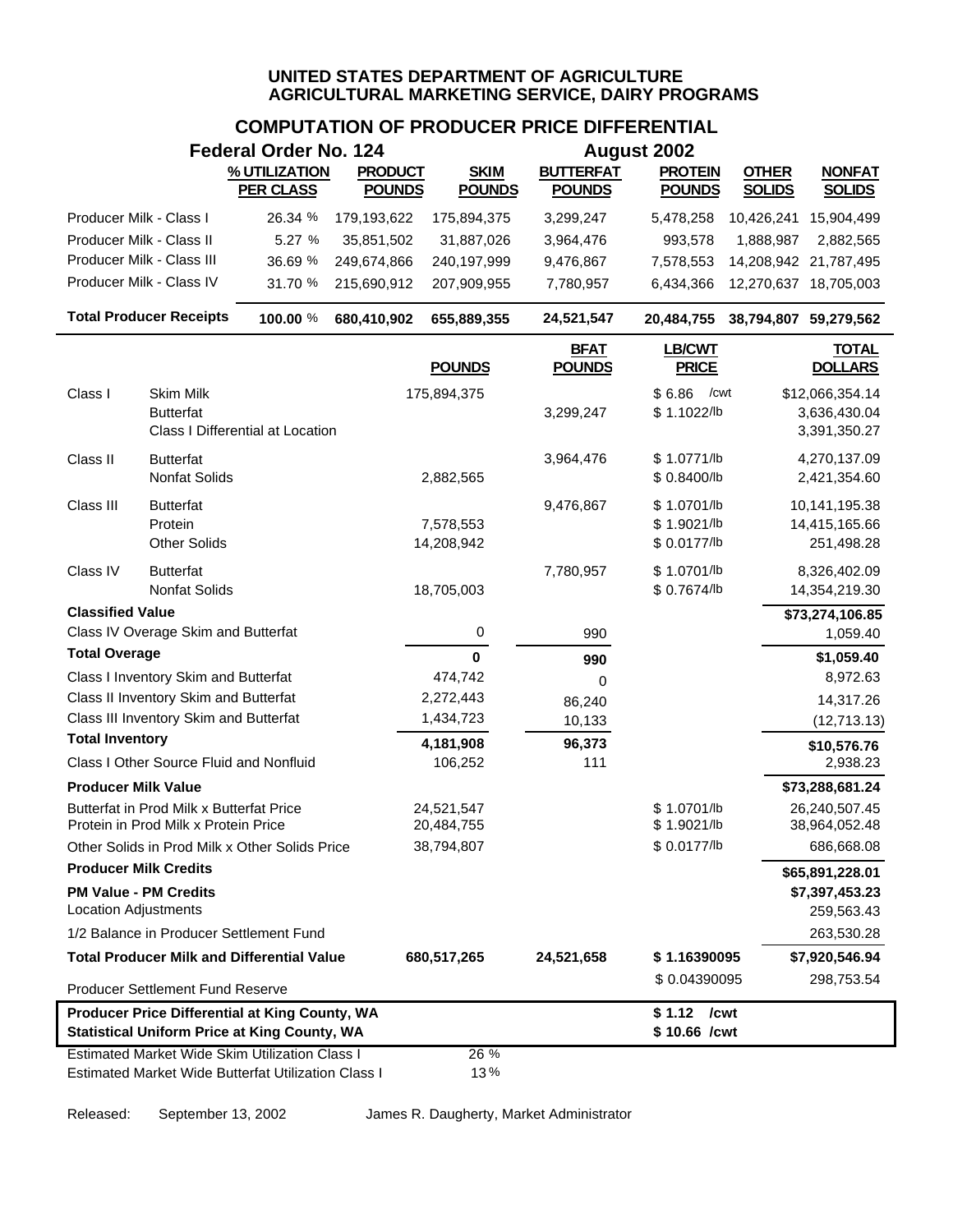# UNITED STATES DEPARTMENT OF AGRICULTURE
## AGRICULTURAL MARKETING SERVICE, DAIRY PROGRAMS

### COMPUTATION OF PRODUCER PRICE DIFFERENTIAL

**Federal Order No. 124** — **August 2002**

| | % UTILIZATION PER CLASS | PRODUCT POUNDS | SKIM POUNDS | BUTTERFAT POUNDS | PROTEIN POUNDS | OTHER SOLIDS | NONFAT SOLIDS |
|---|---|---|---|---|---|---|---|
| Producer Milk - Class I | 26.34 % | 179,193,622 | 175,894,375 | 3,299,247 | 5,478,258 | 10,426,241 | 15,904,499 |
| Producer Milk - Class II | 5.27 % | 35,851,502 | 31,887,026 | 3,964,476 | 993,578 | 1,888,987 | 2,882,565 |
| Producer Milk - Class III | 36.69 % | 249,674,866 | 240,197,999 | 9,476,867 | 7,578,553 | 14,208,942 | 21,787,495 |
| Producer Milk - Class IV | 31.70 % | 215,690,912 | 207,909,955 | 7,780,957 | 6,434,366 | 12,270,637 | 18,705,003 |
| **Total Producer Receipts** | **100.00 %** | **680,410,902** | **655,889,355** | **24,521,547** | **20,484,755** | **38,794,807** | **59,279,562** |

| | | POUNDS | BFAT POUNDS | LB/CWT PRICE | TOTAL DOLLARS |
|---|---|---|---|---|---|
| Class I | Skim Milk | 175,894,375 | | $ 6.86 /cwt | $12,066,354.14 |
| | Butterfat | | 3,299,247 | $ 1.1022/lb | 3,636,430.04 |
| | Class I Differential at Location | | | | 3,391,350.27 |
| Class II | Butterfat | | 3,964,476 | $ 1.0771/lb | 4,270,137.09 |
| | Nonfat Solids | 2,882,565 | | $ 0.8400/lb | 2,421,354.60 |
| Class III | Butterfat | | 9,476,867 | $ 1.0701/lb | 10,141,195.38 |
| | Protein | 7,578,553 | | $ 1.9021/lb | 14,415,165.66 |
| | Other Solids | 14,208,942 | | $ 0.0177/lb | 251,498.28 |
| Class IV | Butterfat | | 7,780,957 | $ 1.0701/lb | 8,326,402.09 |
| | Nonfat Solids | 18,705,003 | | $ 0.7674/lb | 14,354,219.30 |
| **Classified Value** | | | | | **$73,274,106.85** |
| Class IV Overage Skim and Butterfat | | 0 | 990 | | 1,059.40 |
| **Total Overage** | | **0** | **990** | | **$1,059.40** |
| Class I Inventory Skim and Butterfat | | 474,742 | 0 | | 8,972.63 |
| Class II Inventory Skim and Butterfat | | 2,272,443 | 86,240 | | 14,317.26 |
| Class III Inventory Skim and Butterfat | | 1,434,723 | 10,133 | | (12,713.13) |
| **Total Inventory** | | **4,181,908** | **96,373** | | **$10,576.76** |
| Class I Other Source Fluid and Nonfluid | | 106,252 | 111 | | 2,938.23 |
| **Producer Milk Value** | | | | | **$73,288,681.24** |
| Butterfat in Prod Milk x Butterfat Price | | 24,521,547 | | $ 1.0701/lb | 26,240,507.45 |
| Protein in Prod Milk x Protein Price | | 20,484,755 | | $ 1.9021/lb | 38,964,052.48 |
| Other Solids in Prod Milk x Other Solids Price | | 38,794,807 | | $ 0.0177/lb | 686,668.08 |
| **Producer Milk Credits** | | | | | **$65,891,228.01** |
| **PM Value - PM Credits** | | | | | **$7,397,453.23** |
| Location Adjustments | | | | | 259,563.43 |
| 1/2 Balance in Producer Settlement Fund | | | | | 263,530.28 |
| **Total Producer Milk and Differential Value** | | **680,517,265** | **24,521,658** | **$ 1.16390095** | **$7,920,546.94** |
| Producer Settlement Fund Reserve | | | | $ 0.04390095 | 298,753.54 |
| **Producer Price Differential at King County, WA** | | | | **$ 1.12 /cwt** | |
| **Statistical Uniform Price at King County, WA** | | | | **$ 10.66 /cwt** | |
| Estimated Market Wide Skim Utilization Class I | | 26 % | | | |
| Estimated Market Wide Butterfat Utilization Class I | | 13 % | | | |

Released: September 13, 2002 — James R. Daugherty, Market Administrator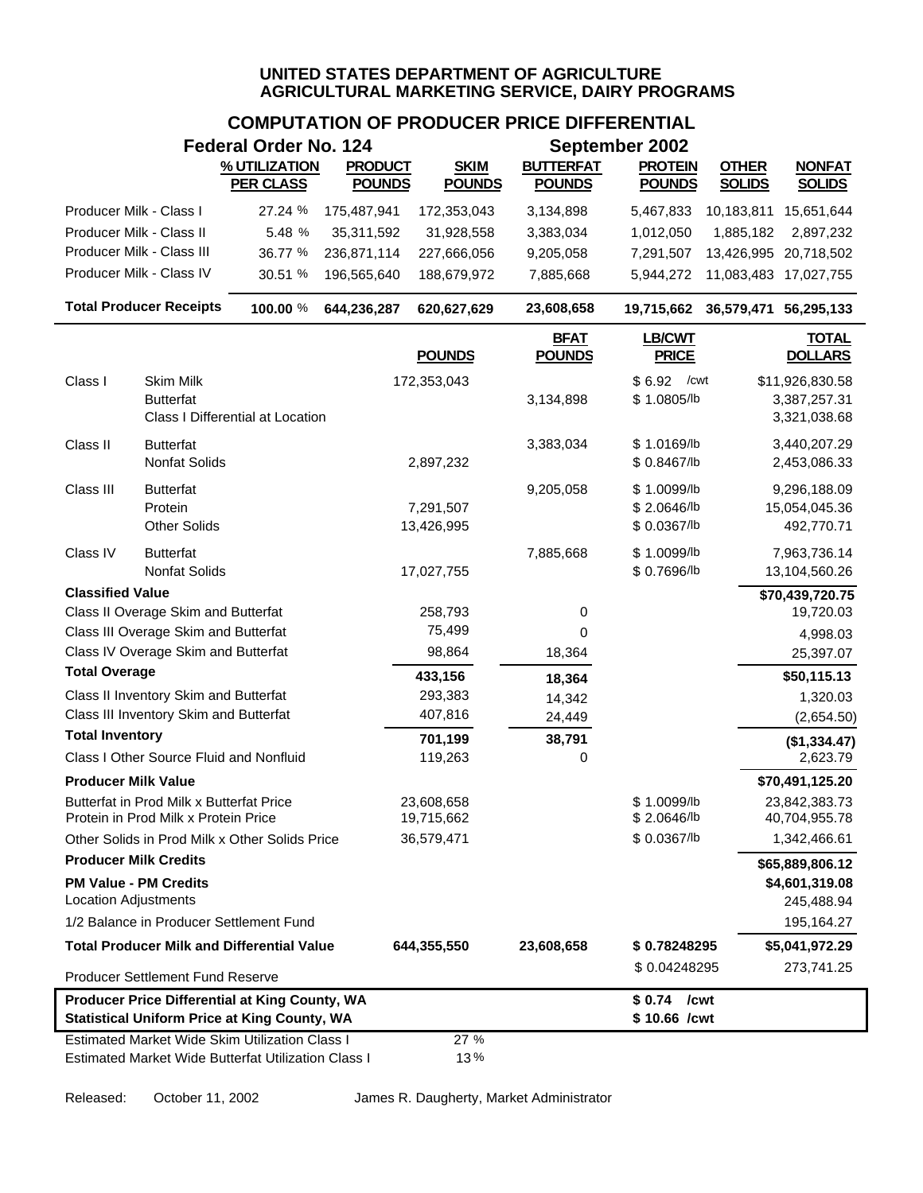**UNITED STATES DEPARTMENT OF AGRICULTURE**
**AGRICULTURAL MARKETING SERVICE, DAIRY PROGRAMS**

## COMPUTATION OF PRODUCER PRICE DIFFERENTIAL

**Federal Order No. 124** | **September 2002**

| | % UTILIZATION PER CLASS | PRODUCT POUNDS | SKIM POUNDS | BUTTERFAT POUNDS | PROTEIN POUNDS | OTHER SOLIDS | NONFAT SOLIDS |
|---|---|---|---|---|---|---|---|
| Producer Milk - Class I | 27.24 % | 175,487,941 | 172,353,043 | 3,134,898 | 5,467,833 | 10,183,811 | 15,651,644 |
| Producer Milk - Class II | 5.48 % | 35,311,592 | 31,928,558 | 3,383,034 | 1,012,050 | 1,885,182 | 2,897,232 |
| Producer Milk - Class III | 36.77 % | 236,871,114 | 227,666,056 | 9,205,058 | 7,291,507 | 13,426,995 | 20,718,502 |
| Producer Milk - Class IV | 30.51 % | 196,565,640 | 188,679,972 | 7,885,668 | 5,944,272 | 11,083,483 | 17,027,755 |
| **Total Producer Receipts** | **100.00 %** | **644,236,287** | **620,627,629** | **23,608,658** | **19,715,662** | **36,579,471** | **56,295,133** |

| | | POUNDS | BFAT POUNDS | LB/CWT PRICE | TOTAL DOLLARS |
|---|---|---|---|---|---|
| Class I | Skim Milk | 172,353,043 | | $ 6.92 /cwt | $11,926,830.58 |
| | Butterfat | | 3,134,898 | $ 1.0805/lb | 3,387,257.31 |
| | Class I Differential at Location | | | | 3,321,038.68 |
| Class II | Butterfat | | 3,383,034 | $ 1.0169/lb | 3,440,207.29 |
| | Nonfat Solids | 2,897,232 | | $ 0.8467/lb | 2,453,086.33 |
| Class III | Butterfat | | 9,205,058 | $ 1.0099/lb | 9,296,188.09 |
| | Protein | 7,291,507 | | $ 2.0646/lb | 15,054,045.36 |
| | Other Solids | 13,426,995 | | $ 0.0367/lb | 492,770.71 |
| Class IV | Butterfat | | 7,885,668 | $ 1.0099/lb | 7,963,736.14 |
| | Nonfat Solids | 17,027,755 | | $ 0.7696/lb | 13,104,560.26 |
| **Classified Value** | | | | | **$70,439,720.75** |
| Class II Overage Skim and Butterfat | | 258,793 | 0 | | 19,720.03 |
| Class III Overage Skim and Butterfat | | 75,499 | 0 | | 4,998.03 |
| Class IV Overage Skim and Butterfat | | 98,864 | 18,364 | | 25,397.07 |
| **Total Overage** | | **433,156** | **18,364** | | **$50,115.13** |
| Class II Inventory Skim and Butterfat | | 293,383 | 14,342 | | 1,320.03 |
| Class III Inventory Skim and Butterfat | | 407,816 | 24,449 | | (2,654.50) |
| **Total Inventory** | | **701,199** | **38,791** | | **($1,334.47)** |
| Class I Other Source Fluid and Nonfluid | | 119,263 | 0 | | 2,623.79 |
| **Producer Milk Value** | | | | | **$70,491,125.20** |
| Butterfat in Prod Milk x Butterfat Price | | 23,608,658 | | $ 1.0099/lb | 23,842,383.73 |
| Protein in Prod Milk x Protein Price | | 19,715,662 | | $ 2.0646/lb | 40,704,955.78 |
| Other Solids in Prod Milk x Other Solids Price | | 36,579,471 | | $ 0.0367/lb | 1,342,466.61 |
| **Producer Milk Credits** | | | | | **$65,889,806.12** |
| **PM Value - PM Credits** | | | | | **$4,601,319.08** |
| Location Adjustments | | | | | 245,488.94 |
| 1/2 Balance in Producer Settlement Fund | | | | | 195,164.27 |
| **Total Producer Milk and Differential Value** | | **644,355,550** | **23,608,658** | **$ 0.78248295** | **$5,041,972.29** |
| Producer Settlement Fund Reserve | | | | $ 0.04248295 | 273,741.25 |
| **Producer Price Differential at King County, WA** | | | | **$ 0.74 /cwt** | |
| **Statistical Uniform Price at King County, WA** | | | | **$ 10.66 /cwt** | |
| Estimated Market Wide Skim Utilization Class I | | 27 % | | | |
| Estimated Market Wide Butterfat Utilization Class I | | 13 % | | | |

Released: October 11, 2002 James R. Daugherty, Market Administrator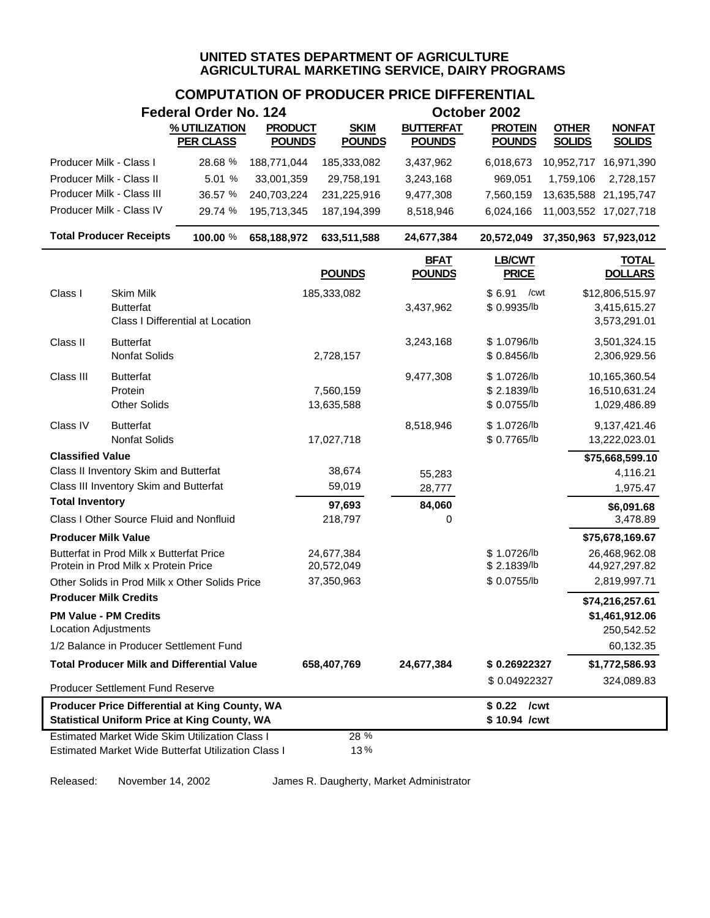# UNITED STATES DEPARTMENT OF AGRICULTURE
## AGRICULTURAL MARKETING SERVICE, DAIRY PROGRAMS

### COMPUTATION OF PRODUCER PRICE DIFFERENTIAL

**Federal Order No. 124** — **October 2002**

| | % UTILIZATION PER CLASS | PRODUCT POUNDS | SKIM POUNDS | BUTTERFAT POUNDS | PROTEIN POUNDS | OTHER SOLIDS | NONFAT SOLIDS |
|---|---|---|---|---|---|---|---|
| Producer Milk - Class I | 28.68 % | 188,771,044 | 185,333,082 | 3,437,962 | 6,018,673 | 10,952,717 | 16,971,390 |
| Producer Milk - Class II | 5.01 % | 33,001,359 | 29,758,191 | 3,243,168 | 969,051 | 1,759,106 | 2,728,157 |
| Producer Milk - Class III | 36.57 % | 240,703,224 | 231,225,916 | 9,477,308 | 7,560,159 | 13,635,588 | 21,195,747 |
| Producer Milk - Class IV | 29.74 % | 195,713,345 | 187,194,399 | 8,518,946 | 6,024,166 | 11,003,552 | 17,027,718 |
| **Total Producer Receipts** | **100.00 %** | **658,188,972** | **633,511,588** | **24,677,384** | **20,572,049** | **37,350,963** | **57,923,012** |

| | | POUNDS | BFAT POUNDS | LB/CWT PRICE | TOTAL DOLLARS |
|---|---|---|---|---|---|
| Class I | Skim Milk | 185,333,082 | | $ 6.91 /cwt | $12,806,515.97 |
| | Butterfat | | 3,437,962 | $ 0.9935/lb | 3,415,615.27 |
| | Class I Differential at Location | | | | 3,573,291.01 |
| Class II | Butterfat | | 3,243,168 | $ 1.0796/lb | 3,501,324.15 |
| | Nonfat Solids | 2,728,157 | | $ 0.8456/lb | 2,306,929.56 |
| Class III | Butterfat | | 9,477,308 | $ 1.0726/lb | 10,165,360.54 |
| | Protein | 7,560,159 | | $ 2.1839/lb | 16,510,631.24 |
| | Other Solids | 13,635,588 | | $ 0.0755/lb | 1,029,486.89 |
| Class IV | Butterfat | | 8,518,946 | $ 1.0726/lb | 9,137,421.46 |
| | Nonfat Solids | 17,027,718 | | $ 0.7765/lb | 13,222,023.01 |
| **Classified Value** | | | | | **$75,668,599.10** |
| Class II Inventory Skim and Butterfat | | 38,674 | 55,283 | | 4,116.21 |
| Class III Inventory Skim and Butterfat | | 59,019 | 28,777 | | 1,975.47 |
| **Total Inventory** | | **97,693** | **84,060** | | **$6,091.68** |
| Class I Other Source Fluid and Nonfluid | | 218,797 | 0 | | 3,478.89 |
| **Producer Milk Value** | | | | | **$75,678,169.67** |
| Butterfat in Prod Milk x Butterfat Price | | 24,677,384 | | $ 1.0726/lb | 26,468,962.08 |
| Protein in Prod Milk x Protein Price | | 20,572,049 | | $ 2.1839/lb | 44,927,297.82 |
| Other Solids in Prod Milk x Other Solids Price | | 37,350,963 | | $ 0.0755/lb | 2,819,997.71 |
| **Producer Milk Credits** | | | | | **$74,216,257.61** |
| **PM Value - PM Credits** | | | | | **$1,461,912.06** |
| Location Adjustments | | | | | 250,542.52 |
| 1/2 Balance in Producer Settlement Fund | | | | | 60,132.35 |
| **Total Producer Milk and Differential Value** | | **658,407,769** | **24,677,384** | **$ 0.26922327** | **$1,772,586.93** |
| Producer Settlement Fund Reserve | | | | $ 0.04922327 | 324,089.83 |
| **Producer Price Differential at King County, WA** | | | | **$ 0.22 /cwt** | |
| **Statistical Uniform Price at King County, WA** | | | | **$ 10.94 /cwt** | |
| Estimated Market Wide Skim Utilization Class I | | 28 % | | | |
| Estimated Market Wide Butterfat Utilization Class I | | 13 % | | | |

Released: November 14, 2002 — James R. Daugherty, Market Administrator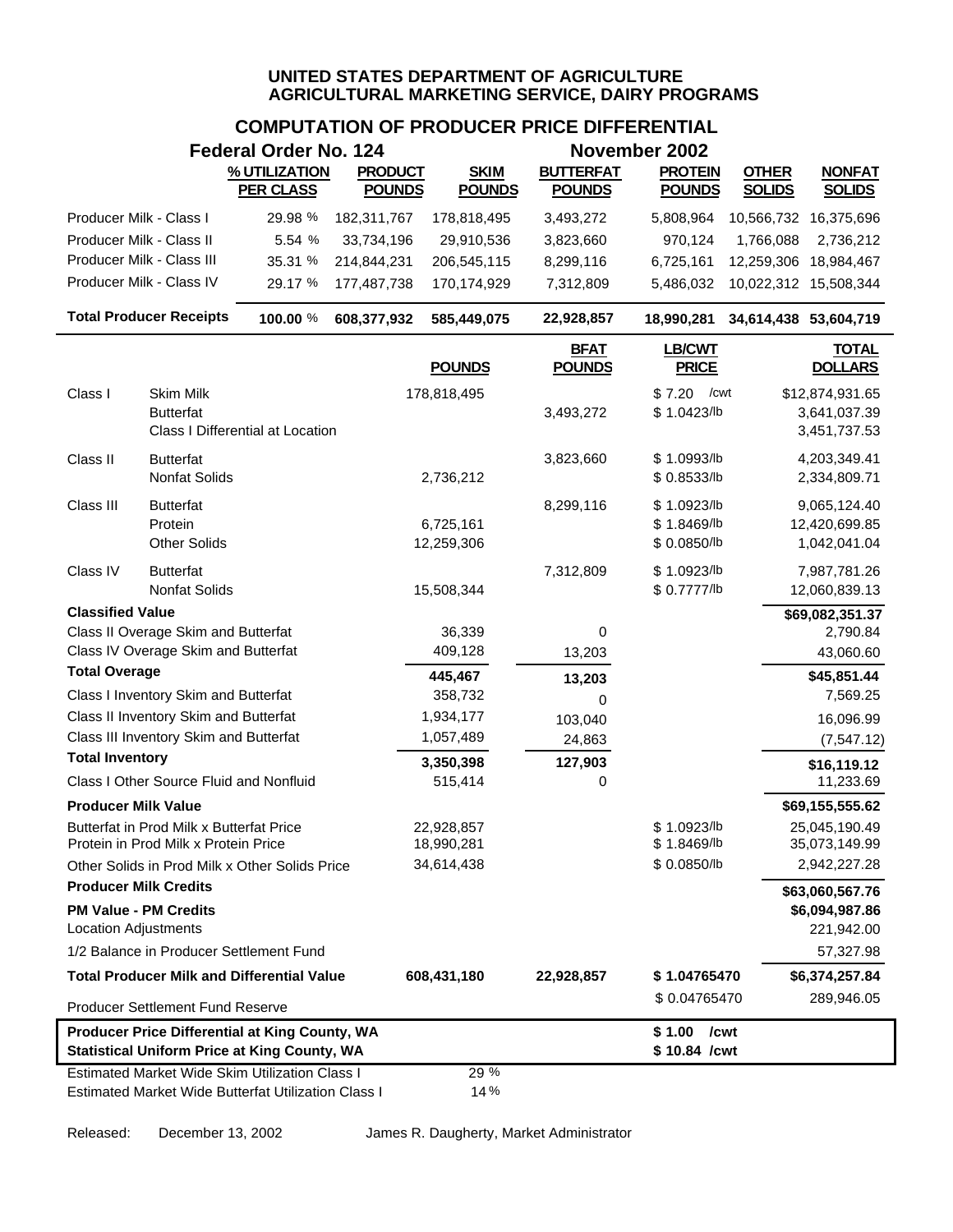**UNITED STATES DEPARTMENT OF AGRICULTURE**
**AGRICULTURAL MARKETING SERVICE, DAIRY PROGRAMS**

## COMPUTATION OF PRODUCER PRICE DIFFERENTIAL

**Federal Order No. 124** — **November 2002**

| | % UTILIZATION PER CLASS | PRODUCT POUNDS | SKIM POUNDS | BUTTERFAT POUNDS | PROTEIN POUNDS | OTHER SOLIDS | NONFAT SOLIDS |
|---|---|---|---|---|---|---|---|
| Producer Milk - Class I | 29.98 % | 182,311,767 | 178,818,495 | 3,493,272 | 5,808,964 | 10,566,732 | 16,375,696 |
| Producer Milk - Class II | 5.54 % | 33,734,196 | 29,910,536 | 3,823,660 | 970,124 | 1,766,088 | 2,736,212 |
| Producer Milk - Class III | 35.31 % | 214,844,231 | 206,545,115 | 8,299,116 | 6,725,161 | 12,259,306 | 18,984,467 |
| Producer Milk - Class IV | 29.17 % | 177,487,738 | 170,174,929 | 7,312,809 | 5,486,032 | 10,022,312 | 15,508,344 |
| **Total Producer Receipts** | **100.00 %** | **608,377,932** | **585,449,075** | **22,928,857** | **18,990,281** | **34,614,438** | **53,604,719** |

| | | POUNDS | BFAT POUNDS | LB/CWT PRICE | TOTAL DOLLARS |
|---|---|---|---|---|---|
| Class I | Skim Milk | 178,818,495 | | $ 7.20 /cwt | $12,874,931.65 |
| | Butterfat | | 3,493,272 | $ 1.0423/lb | 3,641,037.39 |
| | Class I Differential at Location | | | | 3,451,737.53 |
| Class II | Butterfat | | 3,823,660 | $ 1.0993/lb | 4,203,349.41 |
| | Nonfat Solids | 2,736,212 | | $ 0.8533/lb | 2,334,809.71 |
| Class III | Butterfat | | 8,299,116 | $ 1.0923/lb | 9,065,124.40 |
| | Protein | 6,725,161 | | $ 1.8469/lb | 12,420,699.85 |
| | Other Solids | 12,259,306 | | $ 0.0850/lb | 1,042,041.04 |
| Class IV | Butterfat | | 7,312,809 | $ 1.0923/lb | 7,987,781.26 |
| | Nonfat Solids | 15,508,344 | | $ 0.7777/lb | 12,060,839.13 |
| **Classified Value** | | | | | **$69,082,351.37** |
| Class II Overage Skim and Butterfat | | 36,339 | 0 | | 2,790.84 |
| Class IV Overage Skim and Butterfat | | 409,128 | 13,203 | | 43,060.60 |
| **Total Overage** | | **445,467** | **13,203** | | **$45,851.44** |
| Class I Inventory Skim and Butterfat | | 358,732 | 0 | | 7,569.25 |
| Class II Inventory Skim and Butterfat | | 1,934,177 | 103,040 | | 16,096.99 |
| Class III Inventory Skim and Butterfat | | 1,057,489 | 24,863 | | (7,547.12) |
| **Total Inventory** | | **3,350,398** | **127,903** | | **$16,119.12** |
| Class I Other Source Fluid and Nonfluid | | 515,414 | 0 | | 11,233.69 |
| **Producer Milk Value** | | | | | **$69,155,555.62** |
| Butterfat in Prod Milk x Butterfat Price | | 22,928,857 | | $ 1.0923/lb | 25,045,190.49 |
| Protein in Prod Milk x Protein Price | | 18,990,281 | | $ 1.8469/lb | 35,073,149.99 |
| Other Solids in Prod Milk x Other Solids Price | | 34,614,438 | | $ 0.0850/lb | 2,942,227.28 |
| **Producer Milk Credits** | | | | | **$63,060,567.76** |
| **PM Value - PM Credits** | | | | | **$6,094,987.86** |
| Location Adjustments | | | | | 221,942.00 |
| 1/2 Balance in Producer Settlement Fund | | | | | 57,327.98 |
| **Total Producer Milk and Differential Value** | | **608,431,180** | **22,928,857** | **$ 1.04765470** | **$6,374,257.84** |
| Producer Settlement Fund Reserve | | | | $ 0.04765470 | 289,946.05 |
| **Producer Price Differential at King County, WA** | | | | **$ 1.00 /cwt** | |
| **Statistical Uniform Price at King County, WA** | | | | **$ 10.84 /cwt** | |
| Estimated Market Wide Skim Utilization Class I | | 29 % | | | |
| Estimated Market Wide Butterfat Utilization Class I | | 14 % | | | |

Released: December 13, 2002 James R. Daugherty, Market Administrator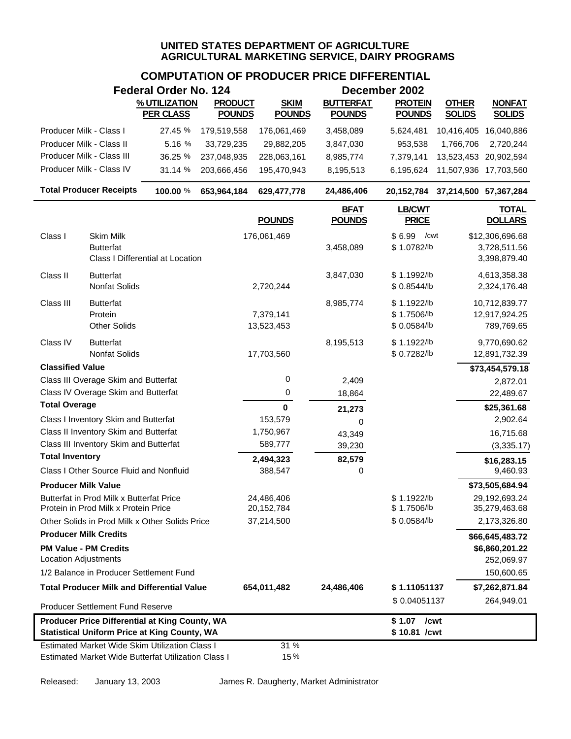**UNITED STATES DEPARTMENT OF AGRICULTURE**
**AGRICULTURAL MARKETING SERVICE, DAIRY PROGRAMS**

## COMPUTATION OF PRODUCER PRICE DIFFERENTIAL

**Federal Order No. 124** | **December 2002**

| | % UTILIZATION PER CLASS | PRODUCT POUNDS | SKIM POUNDS | BUTTERFAT POUNDS | PROTEIN POUNDS | OTHER SOLIDS | NONFAT SOLIDS |
|---|---|---|---|---|---|---|---|
| Producer Milk - Class I | 27.45 % | 179,519,558 | 176,061,469 | 3,458,089 | 5,624,481 | 10,416,405 | 16,040,886 |
| Producer Milk - Class II | 5.16 % | 33,729,235 | 29,882,205 | 3,847,030 | 953,538 | 1,766,706 | 2,720,244 |
| Producer Milk - Class III | 36.25 % | 237,048,935 | 228,063,161 | 8,985,774 | 7,379,141 | 13,523,453 | 20,902,594 |
| Producer Milk - Class IV | 31.14 % | 203,666,456 | 195,470,943 | 8,195,513 | 6,195,624 | 11,507,936 | 17,703,560 |
| **Total Producer Receipts** | **100.00 %** | **653,964,184** | **629,477,778** | **24,486,406** | **20,152,784** | **37,214,500** | **57,367,284** |

| | | POUNDS | BFAT POUNDS | LB/CWT PRICE | TOTAL DOLLARS |
|---|---|---|---|---|---|
| Class I | Skim Milk | 176,061,469 | | $ 6.99 /cwt | $12,306,696.68 |
| | Butterfat | | 3,458,089 | $ 1.0782/lb | 3,728,511.56 |
| | Class I Differential at Location | | | | 3,398,879.40 |
| Class II | Butterfat | | 3,847,030 | $ 1.1992/lb | 4,613,358.38 |
| | Nonfat Solids | 2,720,244 | | $ 0.8544/lb | 2,324,176.48 |
| Class III | Butterfat | | 8,985,774 | $ 1.1922/lb | 10,712,839.77 |
| | Protein | 7,379,141 | | $ 1.7506/lb | 12,917,924.25 |
| | Other Solids | 13,523,453 | | $ 0.0584/lb | 789,769.65 |
| Class IV | Butterfat | | 8,195,513 | $ 1.1922/lb | 9,770,690.62 |
| | Nonfat Solids | 17,703,560 | | $ 0.7282/lb | 12,891,732.39 |
| **Classified Value** | | | | | **$73,454,579.18** |
| Class III Overage Skim and Butterfat | | 0 | 2,409 | | 2,872.01 |
| Class IV Overage Skim and Butterfat | | 0 | 18,864 | | 22,489.67 |
| **Total Overage** | | **0** | **21,273** | | **$25,361.68** |
| Class I Inventory Skim and Butterfat | | 153,579 | 0 | | 2,902.64 |
| Class II Inventory Skim and Butterfat | | 1,750,967 | 43,349 | | 16,715.68 |
| Class III Inventory Skim and Butterfat | | 589,777 | 39,230 | | (3,335.17) |
| **Total Inventory** | | **2,494,323** | **82,579** | | **$16,283.15** |
| Class I Other Source Fluid and Nonfluid | | 388,547 | 0 | | 9,460.93 |
| **Producer Milk Value** | | | | | **$73,505,684.94** |
| Butterfat in Prod Milk x Butterfat Price | | 24,486,406 | | $ 1.1922/lb | 29,192,693.24 |
| Protein in Prod Milk x Protein Price | | 20,152,784 | | $ 1.7506/lb | 35,279,463.68 |
| Other Solids in Prod Milk x Other Solids Price | | 37,214,500 | | $ 0.0584/lb | 2,173,326.80 |
| **Producer Milk Credits** | | | | | **$66,645,483.72** |
| **PM Value - PM Credits** | | | | | **$6,860,201.22** |
| Location Adjustments | | | | | 252,069.97 |
| 1/2 Balance in Producer Settlement Fund | | | | | 150,600.65 |
| **Total Producer Milk and Differential Value** | | **654,011,482** | **24,486,406** | **$ 1.11051137** | **$7,262,871.84** |
| Producer Settlement Fund Reserve | | | | $ 0.04051137 | 264,949.01 |
| **Producer Price Differential at King County, WA** | | | | **$ 1.07 /cwt** | |
| **Statistical Uniform Price at King County, WA** | | | | **$ 10.81 /cwt** | |
| Estimated Market Wide Skim Utilization Class I | | 31 % | | | |
| Estimated Market Wide Butterfat Utilization Class I | | 15% | | | |

Released: January 13, 2003    James R. Daugherty, Market Administrator